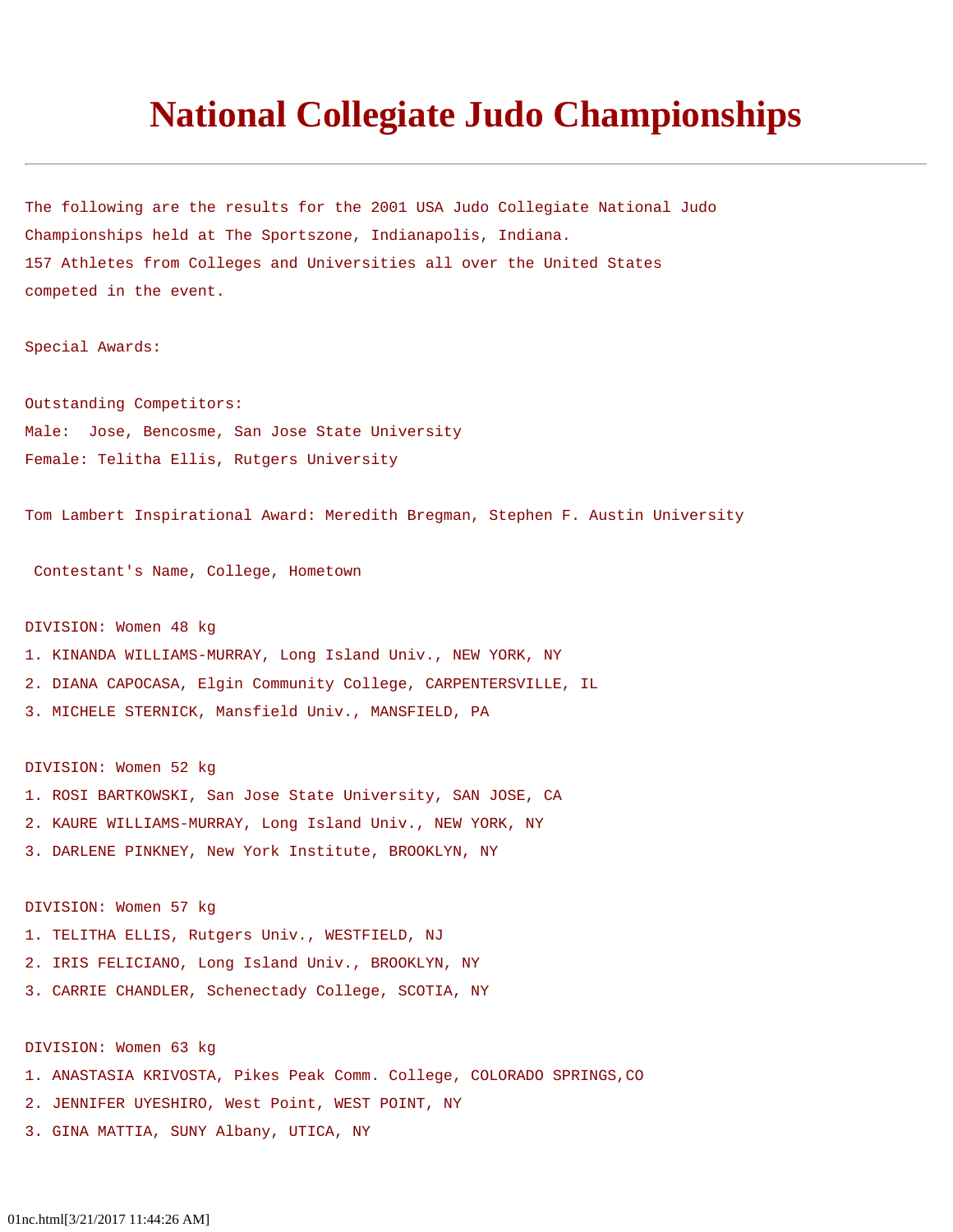# National Collegiate Judo Championships

---

The following are the results for the 2001 USA Judo Collegiate National Judo Championships held at The Sportszone, Indianapolis, Indiana.
157 Athletes from Colleges and Universities all over the United States competed in the event.

Special Awards:

Outstanding Competitors:
Male: Jose, Bencosme, San Jose State University
Female: Telitha Ellis, Rutgers University

Tom Lambert Inspirational Award: Meredith Bregman, Stephen F. Austin University

Contestant's Name, College, Hometown

DIVISION: Women 48 kg
1. KINANDA WILLIAMS-MURRAY, Long Island Univ., NEW YORK, NY
2. DIANA CAPOCASA, Elgin Community College, CARPENTERSVILLE, IL
3. MICHELE STERNICK, Mansfield Univ., MANSFIELD, PA

DIVISION: Women 52 kg
1. ROSI BARTKOWSKI, San Jose State University, SAN JOSE, CA
2. KAURE WILLIAMS-MURRAY, Long Island Univ., NEW YORK, NY
3. DARLENE PINKNEY, New York Institute, BROOKLYN, NY

DIVISION: Women 57 kg
1. TELITHA ELLIS, Rutgers Univ., WESTFIELD, NJ
2. IRIS FELICIANO, Long Island Univ., BROOKLYN, NY
3. CARRIE CHANDLER, Schenectady College, SCOTIA, NY

DIVISION: Women 63 kg
1. ANASTASIA KRIVOSTA, Pikes Peak Comm. College, COLORADO SPRINGS,CO
2. JENNIFER UYESHIRO, West Point, WEST POINT, NY
3. GINA MATTIA, SUNY Albany, UTICA, NY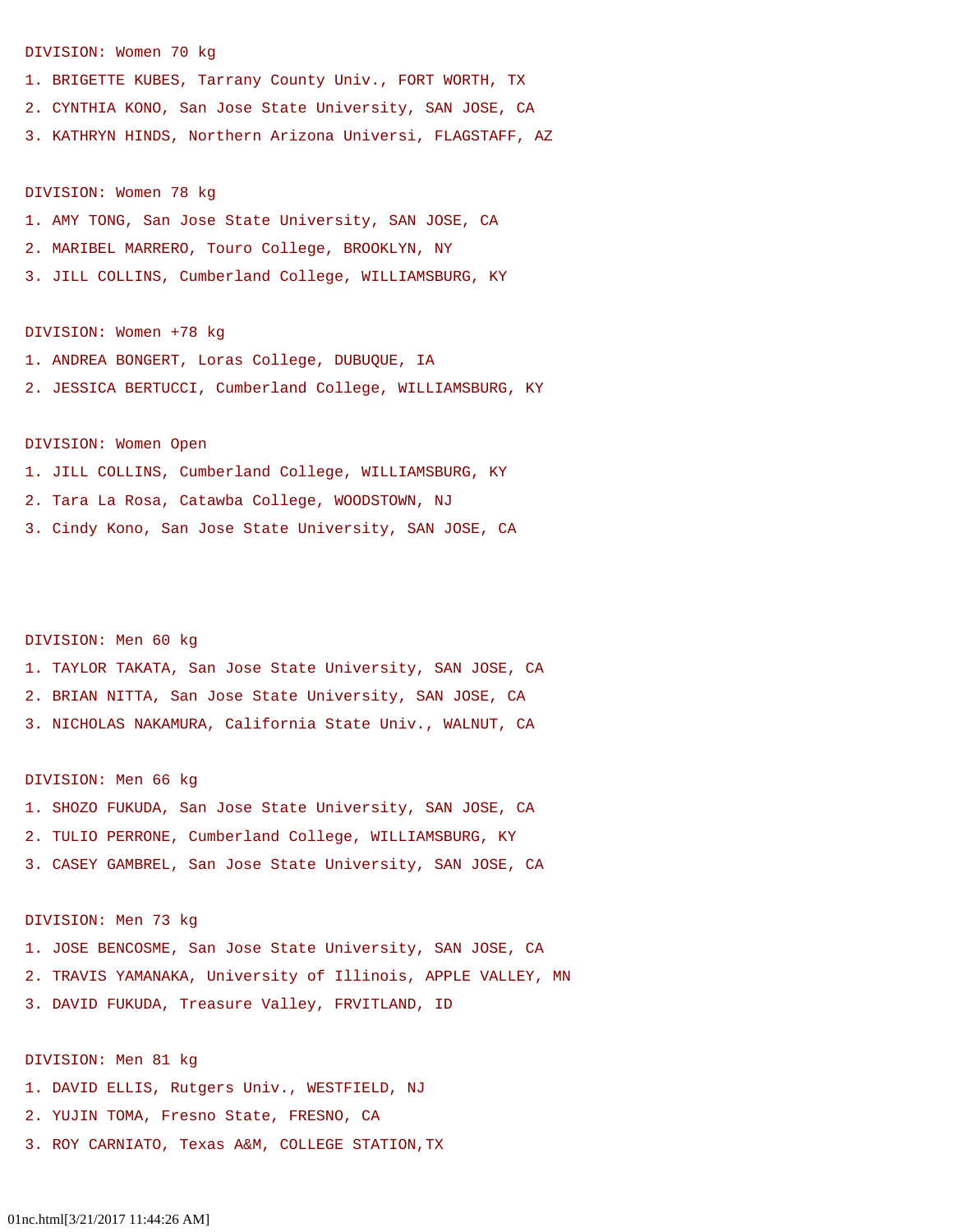DIVISION: Women 70 kg

1. BRIGETTE KUBES, Tarrany County Univ., FORT WORTH, TX
2. CYNTHIA KONO, San Jose State University, SAN JOSE, CA
3. KATHRYN HINDS, Northern Arizona Universi, FLAGSTAFF, AZ

DIVISION: Women 78 kg

1. AMY TONG, San Jose State University, SAN JOSE, CA
2. MARIBEL MARRERO, Touro College, BROOKLYN, NY
3. JILL COLLINS, Cumberland College, WILLIAMSBURG, KY

DIVISION: Women +78 kg

1. ANDREA BONGERT, Loras College, DUBUQUE, IA
2. JESSICA BERTUCCI, Cumberland College, WILLIAMSBURG, KY

DIVISION: Women Open

1. JILL COLLINS, Cumberland College, WILLIAMSBURG, KY
2. Tara La Rosa, Catawba College, WOODSTOWN, NJ
3. Cindy Kono, San Jose State University, SAN JOSE, CA

DIVISION: Men 60 kg

1. TAYLOR TAKATA, San Jose State University, SAN JOSE, CA
2. BRIAN NITTA, San Jose State University, SAN JOSE, CA
3. NICHOLAS NAKAMURA, California State Univ., WALNUT, CA

DIVISION: Men 66 kg

1. SHOZO FUKUDA, San Jose State University, SAN JOSE, CA
2. TULIO PERRONE, Cumberland College, WILLIAMSBURG, KY
3. CASEY GAMBREL, San Jose State University, SAN JOSE, CA

DIVISION: Men 73 kg

1. JOSE BENCOSME, San Jose State University, SAN JOSE, CA
2. TRAVIS YAMANAKA, University of Illinois, APPLE VALLEY, MN
3. DAVID FUKUDA, Treasure Valley, FRVITLAND, ID

DIVISION: Men 81 kg

1. DAVID ELLIS, Rutgers Univ., WESTFIELD, NJ
2. YUJIN TOMA, Fresno State, FRESNO, CA
3. ROY CARNIATO, Texas A&M, COLLEGE STATION,TX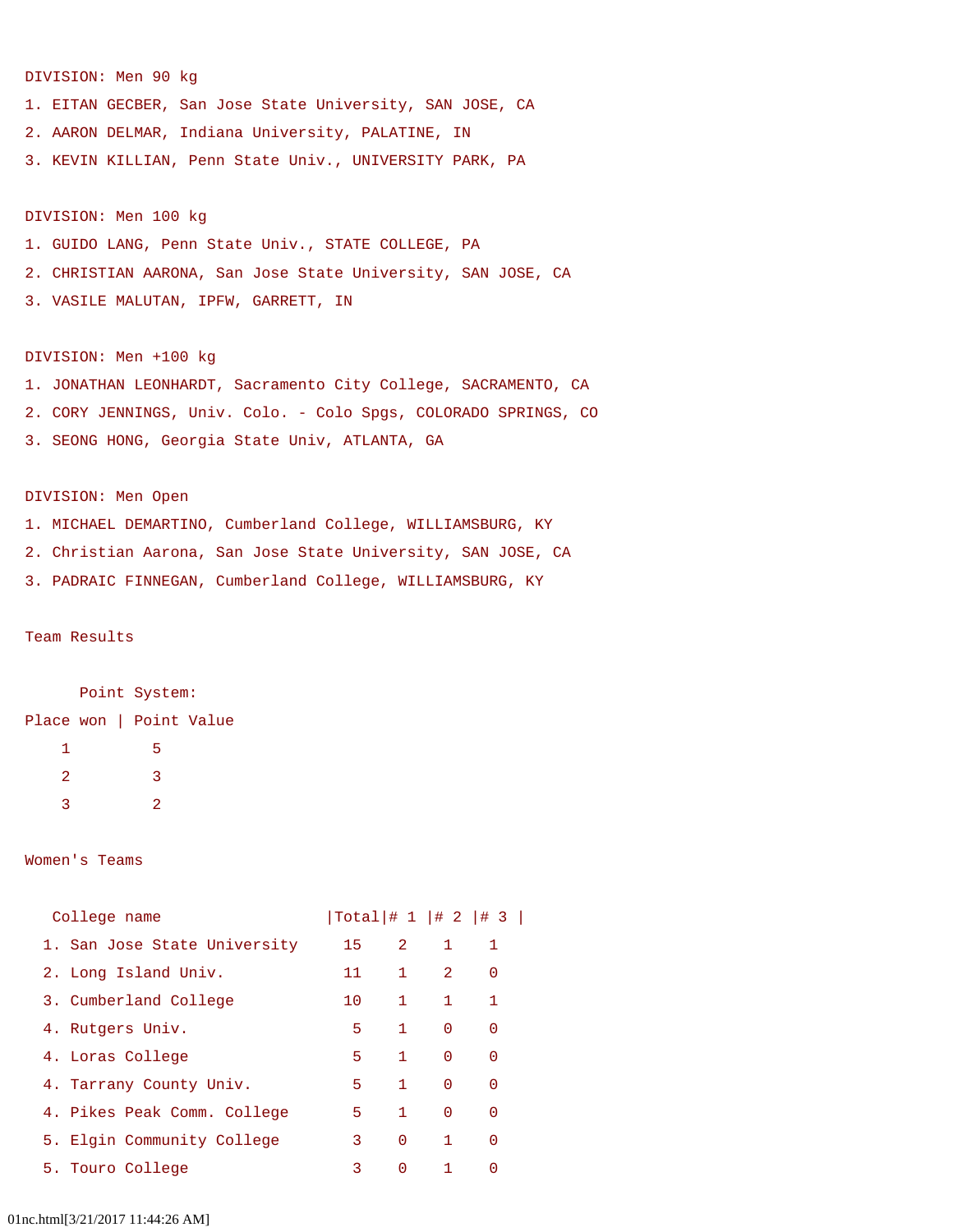DIVISION: Men 90 kg

1. EITAN GECBER, San Jose State University, SAN JOSE, CA
2. AARON DELMAR, Indiana University, PALATINE, IN
3. KEVIN KILLIAN, Penn State Univ., UNIVERSITY PARK, PA

DIVISION: Men 100 kg

1. GUIDO LANG, Penn State Univ., STATE COLLEGE, PA
2. CHRISTIAN AARONA, San Jose State University, SAN JOSE, CA
3. VASILE MALUTAN, IPFW, GARRETT, IN

DIVISION: Men +100 kg

1. JONATHAN LEONHARDT, Sacramento City College, SACRAMENTO, CA
2. CORY JENNINGS, Univ. Colo. - Colo Spgs, COLORADO SPRINGS, CO
3. SEONG HONG, Georgia State Univ, ATLANTA, GA

DIVISION: Men Open

1. MICHAEL DEMARTINO, Cumberland College, WILLIAMSBURG, KY
2. Christian Aarona, San Jose State University, SAN JOSE, CA
3. PADRAIC FINNEGAN, Cumberland College, WILLIAMSBURG, KY

Team Results

Point System:

| Place won | Point Value |
|---|---|
| 1 | 5 |
| 2 | 3 |
| 3 | 2 |

Women's Teams

| | College name | Total | # 1 | # 2 | # 3 |
|---|---|---|---|---|---|
| 1. | San Jose State University | 15 | 2 | 1 | 1 |
| 2. | Long Island Univ. | 11 | 1 | 2 | 0 |
| 3. | Cumberland College | 10 | 1 | 1 | 1 |
| 4. | Rutgers Univ. | 5 | 1 | 0 | 0 |
| 4. | Loras College | 5 | 1 | 0 | 0 |
| 4. | Tarrany County Univ. | 5 | 1 | 0 | 0 |
| 4. | Pikes Peak Comm. College | 5 | 1 | 0 | 0 |
| 5. | Elgin Community College | 3 | 0 | 1 | 0 |
| 5. | Touro College | 3 | 0 | 1 | 0 |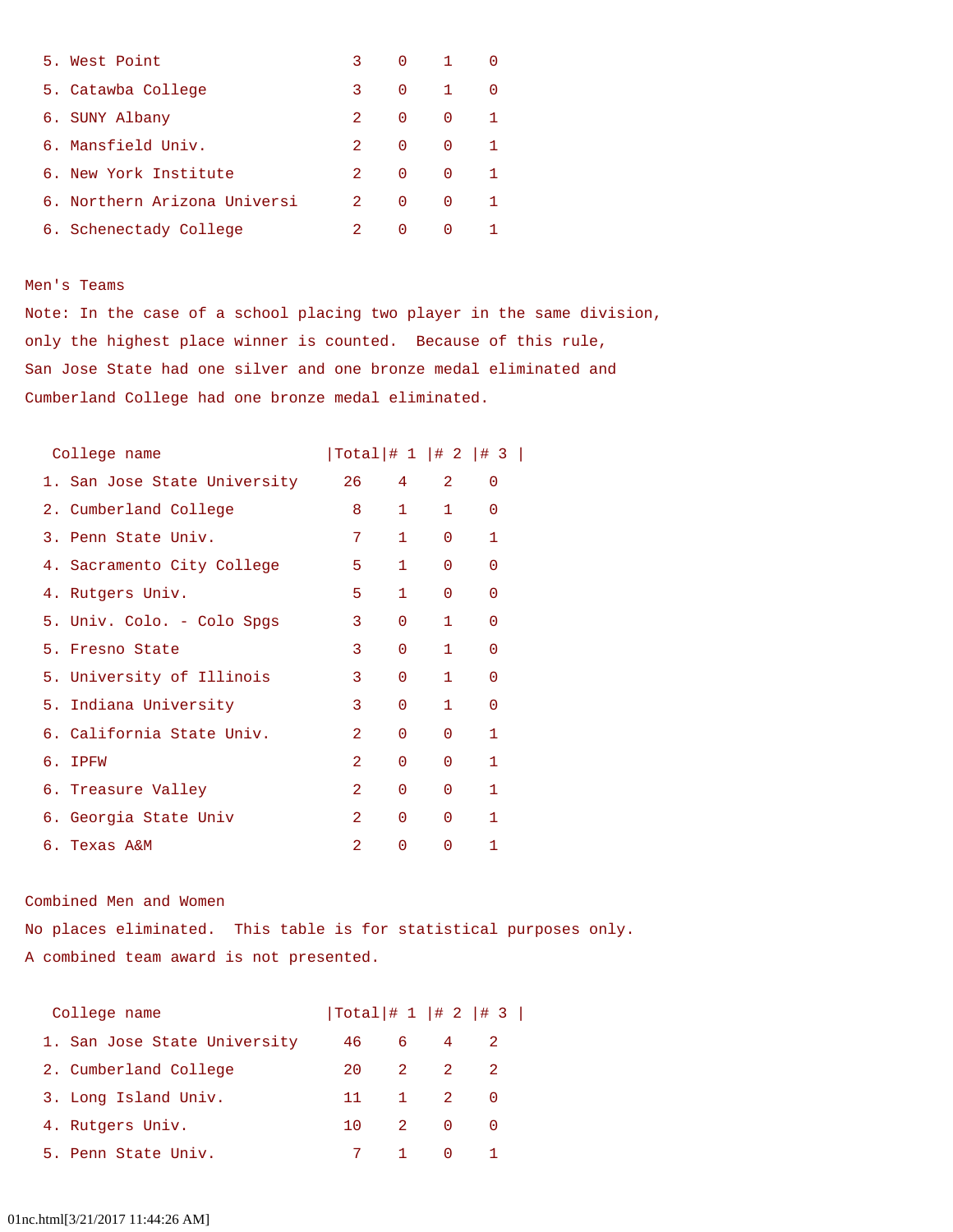| College name | Total | # 1 | # 2 | # 3 |
|---|---|---|---|---|
| 5. West Point | 3 | 0 | 1 | 0 |
| 5. Catawba College | 3 | 0 | 1 | 0 |
| 6. SUNY Albany | 2 | 0 | 0 | 1 |
| 6. Mansfield Univ. | 2 | 0 | 0 | 1 |
| 6. New York Institute | 2 | 0 | 0 | 1 |
| 6. Northern Arizona Universi | 2 | 0 | 0 | 1 |
| 6. Schenectady College | 2 | 0 | 0 | 1 |

Men's Teams

Note: In the case of a school placing two player in the same division, only the highest place winner is counted. Because of this rule, San Jose State had one silver and one bronze medal eliminated and Cumberland College had one bronze medal eliminated.

| College name | Total | # 1 | # 2 | # 3 |
|---|---|---|---|---|
| 1. San Jose State University | 26 | 4 | 2 | 0 |
| 2. Cumberland College | 8 | 1 | 1 | 0 |
| 3. Penn State Univ. | 7 | 1 | 0 | 1 |
| 4. Sacramento City College | 5 | 1 | 0 | 0 |
| 4. Rutgers Univ. | 5 | 1 | 0 | 0 |
| 5. Univ. Colo. - Colo Spgs | 3 | 0 | 1 | 0 |
| 5. Fresno State | 3 | 0 | 1 | 0 |
| 5. University of Illinois | 3 | 0 | 1 | 0 |
| 5. Indiana University | 3 | 0 | 1 | 0 |
| 6. California State Univ. | 2 | 0 | 0 | 1 |
| 6. IPFW | 2 | 0 | 0 | 1 |
| 6. Treasure Valley | 2 | 0 | 0 | 1 |
| 6. Georgia State Univ | 2 | 0 | 0 | 1 |
| 6. Texas A&M | 2 | 0 | 0 | 1 |

Combined Men and Women

No places eliminated. This table is for statistical purposes only. A combined team award is not presented.

| College name | Total | # 1 | # 2 | # 3 |
|---|---|---|---|---|
| 1. San Jose State University | 46 | 6 | 4 | 2 |
| 2. Cumberland College | 20 | 2 | 2 | 2 |
| 3. Long Island Univ. | 11 | 1 | 2 | 0 |
| 4. Rutgers Univ. | 10 | 2 | 0 | 0 |
| 5. Penn State Univ. | 7 | 1 | 0 | 1 |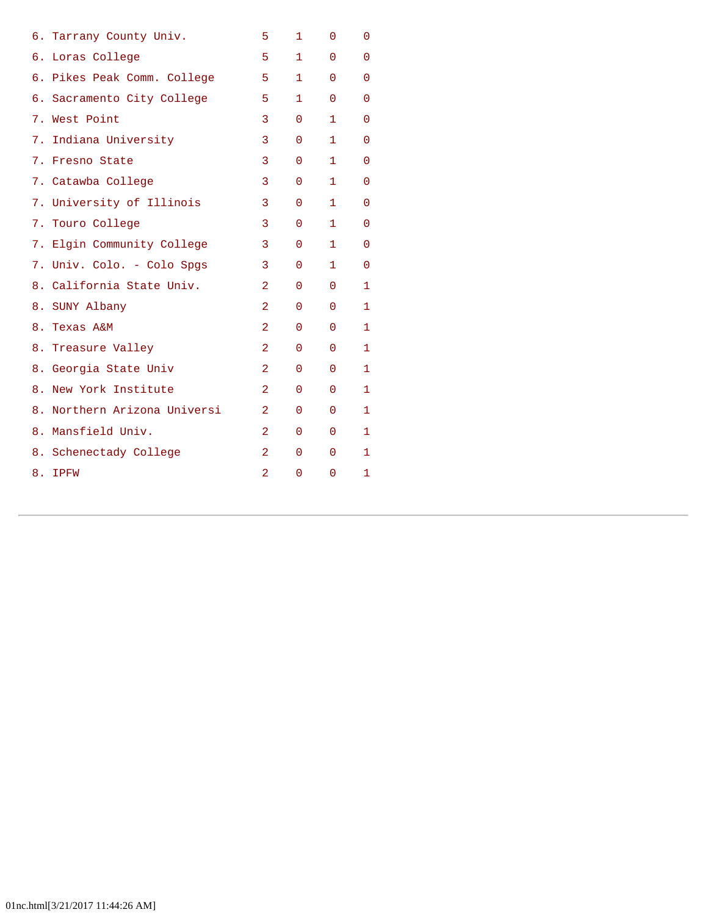| | | | | | |
|---|---|---|---|---|---|
| 6. | Tarrany County Univ. | 5 | 1 | 0 | 0 |
| 6. | Loras College | 5 | 1 | 0 | 0 |
| 6. | Pikes Peak Comm. College | 5 | 1 | 0 | 0 |
| 6. | Sacramento City College | 5 | 1 | 0 | 0 |
| 7. | West Point | 3 | 0 | 1 | 0 |
| 7. | Indiana University | 3 | 0 | 1 | 0 |
| 7. | Fresno State | 3 | 0 | 1 | 0 |
| 7. | Catawba College | 3 | 0 | 1 | 0 |
| 7. | University of Illinois | 3 | 0 | 1 | 0 |
| 7. | Touro College | 3 | 0 | 1 | 0 |
| 7. | Elgin Community College | 3 | 0 | 1 | 0 |
| 7. | Univ. Colo. - Colo Spgs | 3 | 0 | 1 | 0 |
| 8. | California State Univ. | 2 | 0 | 0 | 1 |
| 8. | SUNY Albany | 2 | 0 | 0 | 1 |
| 8. | Texas A&M | 2 | 0 | 0 | 1 |
| 8. | Treasure Valley | 2 | 0 | 0 | 1 |
| 8. | Georgia State Univ | 2 | 0 | 0 | 1 |
| 8. | New York Institute | 2 | 0 | 0 | 1 |
| 8. | Northern Arizona Universi | 2 | 0 | 0 | 1 |
| 8. | Mansfield Univ. | 2 | 0 | 0 | 1 |
| 8. | Schenectady College | 2 | 0 | 0 | 1 |
| 8. | IPFW | 2 | 0 | 0 | 1 |

---